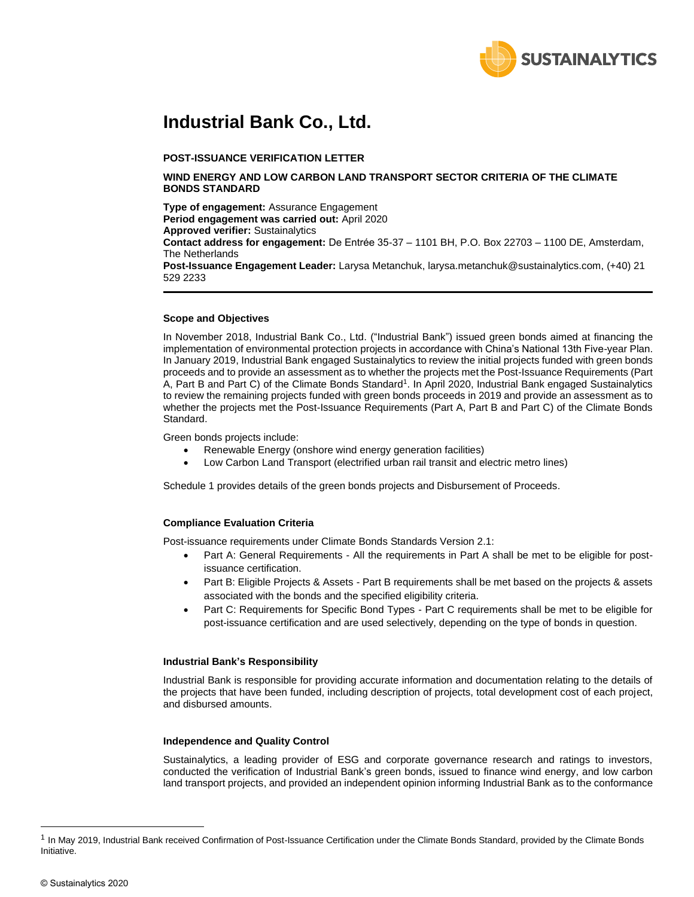# Industrial Bank Co., Ltd.

**POST-ISSUANCE VERIFICATION LETTER**

**WIND ENERGY AND LOW CARBON LAND TRANSPORT SECTOR CRITERIA OF THE CLIMATE BONDS STANDARD**

**Type of engagement:** Assurance Engagement
**Period engagement was carried out:** April 2020
**Approved verifier:** Sustainalytics
**Contact address for engagement:** De Entrée 35-37 – 1101 BH, P.O. Box 22703 – 1100 DE, Amsterdam, The Netherlands
**Post-Issuance Engagement Leader:** Larysa Metanchuk, larysa.metanchuk@sustainalytics.com, (+40) 21 529 2233

---

### Scope and Objectives

In November 2018, Industrial Bank Co., Ltd. ("Industrial Bank") issued green bonds aimed at financing the implementation of environmental protection projects in accordance with China's National 13th Five-year Plan. In January 2019, Industrial Bank engaged Sustainalytics to review the initial projects funded with green bonds proceeds and to provide an assessment as to whether the projects met the Post-Issuance Requirements (Part A, Part B and Part C) of the Climate Bonds Standard[1]. In April 2020, Industrial Bank engaged Sustainalytics to review the remaining projects funded with green bonds proceeds in 2019 and provide an assessment as to whether the projects met the Post-Issuance Requirements (Part A, Part B and Part C) of the Climate Bonds Standard.

Green bonds projects include:

- Renewable Energy (onshore wind energy generation facilities)
- Low Carbon Land Transport (electrified urban rail transit and electric metro lines)

Schedule 1 provides details of the green bonds projects and Disbursement of Proceeds.

### Compliance Evaluation Criteria

Post-issuance requirements under Climate Bonds Standards Version 2.1:

- Part A: General Requirements - All the requirements in Part A shall be met to be eligible for post-issuance certification.
- Part B: Eligible Projects & Assets - Part B requirements shall be met based on the projects & assets associated with the bonds and the specified eligibility criteria.
- Part C: Requirements for Specific Bond Types - Part C requirements shall be met to be eligible for post-issuance certification and are used selectively, depending on the type of bonds in question.

### Industrial Bank's Responsibility

Industrial Bank is responsible for providing accurate information and documentation relating to the details of the projects that have been funded, including description of projects, total development cost of each project, and disbursed amounts.

### Independence and Quality Control

Sustainalytics, a leading provider of ESG and corporate governance research and ratings to investors, conducted the verification of Industrial Bank's green bonds, issued to finance wind energy, and low carbon land transport projects, and provided an independent opinion informing Industrial Bank as to the conformance

[1] In May 2019, Industrial Bank received Confirmation of Post-Issuance Certification under the Climate Bonds Standard, provided by the Climate Bonds Initiative.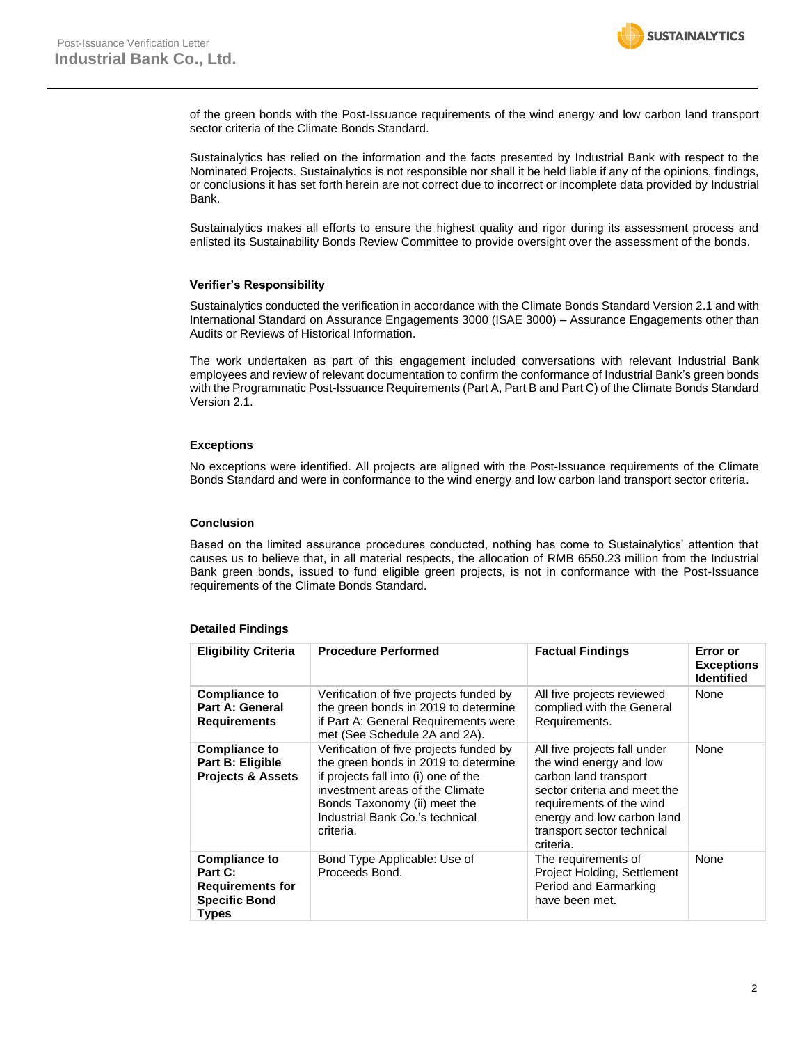of the green bonds with the Post-Issuance requirements of the wind energy and low carbon land transport sector criteria of the Climate Bonds Standard.

Sustainalytics has relied on the information and the facts presented by Industrial Bank with respect to the Nominated Projects. Sustainalytics is not responsible nor shall it be held liable if any of the opinions, findings, or conclusions it has set forth herein are not correct due to incorrect or incomplete data provided by Industrial Bank.

Sustainalytics makes all efforts to ensure the highest quality and rigor during its assessment process and enlisted its Sustainability Bonds Review Committee to provide oversight over the assessment of the bonds.

### Verifier's Responsibility

Sustainalytics conducted the verification in accordance with the Climate Bonds Standard Version 2.1 and with International Standard on Assurance Engagements 3000 (ISAE 3000) – Assurance Engagements other than Audits or Reviews of Historical Information.

The work undertaken as part of this engagement included conversations with relevant Industrial Bank employees and review of relevant documentation to confirm the conformance of Industrial Bank's green bonds with the Programmatic Post-Issuance Requirements (Part A, Part B and Part C) of the Climate Bonds Standard Version 2.1.

### Exceptions

No exceptions were identified. All projects are aligned with the Post-Issuance requirements of the Climate Bonds Standard and were in conformance to the wind energy and low carbon land transport sector criteria.

### Conclusion

Based on the limited assurance procedures conducted, nothing has come to Sustainalytics' attention that causes us to believe that, in all material respects, the allocation of RMB 6550.23 million from the Industrial Bank green bonds, issued to fund eligible green projects, is not in conformance with the Post-Issuance requirements of the Climate Bonds Standard.

### Detailed Findings

| Eligibility Criteria | Procedure Performed | Factual Findings | Error or Exceptions Identified |
|---|---|---|---|
| **Compliance to Part A: General Requirements** | Verification of five projects funded by the green bonds in 2019 to determine if Part A: General Requirements were met (See Schedule 2A and 2A). | All five projects reviewed complied with the General Requirements. | None |
| **Compliance to Part B: Eligible Projects & Assets** | Verification of five projects funded by the green bonds in 2019 to determine if projects fall into (i) one of the investment areas of the Climate Bonds Taxonomy (ii) meet the Industrial Bank Co.'s technical criteria. | All five projects fall under the wind energy and low carbon land transport sector criteria and meet the requirements of the wind energy and low carbon land transport sector technical criteria. | None |
| **Compliance to Part C: Requirements for Specific Bond Types** | Bond Type Applicable: Use of Proceeds Bond. | The requirements of Project Holding, Settlement Period and Earmarking have been met. | None |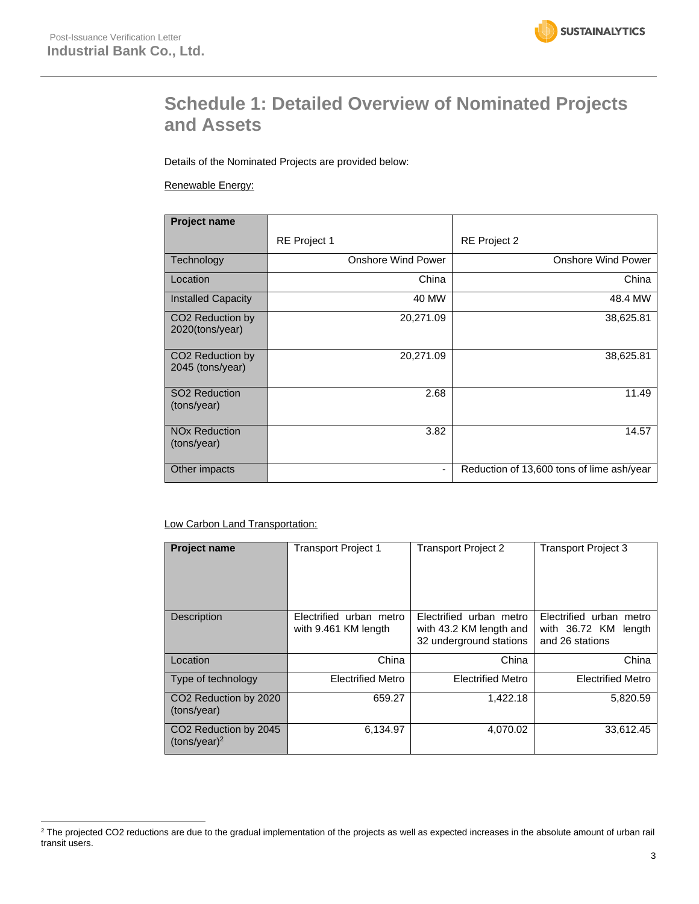# Schedule 1: Detailed Overview of Nominated Projects and Assets

Details of the Nominated Projects are provided below:

Renewable Energy:

| Project name | RE Project 1 | RE Project 2 |
|---|---|---|
| Technology | Onshore Wind Power | Onshore Wind Power |
| Location | China | China |
| Installed Capacity | 40 MW | 48.4 MW |
| $CO_2$ Reduction by 2020(tons/year) | 20,271.09 | 38,625.81 |
| $CO_2$ Reduction by 2045 (tons/year) | 20,271.09 | 38,625.81 |
| $SO_2$ Reduction (tons/year) | 2.68 | 11.49 |
| $NO_x$ Reduction (tons/year) | 3.82 | 14.57 |
| Other impacts | - | Reduction of 13,600 tons of lime ash/year |

Low Carbon Land Transportation:

| Project name | Transport Project 1 | Transport Project 2 | Transport Project 3 |
|---|---|---|---|
| Description | Electrified urban metro with 9.461 KM length | Electrified urban metro with 43.2 KM length and 32 underground stations | Electrified urban metro with 36.72 KM length and 26 stations |
| Location | China | China | China |
| Type of technology | Electrified Metro | Electrified Metro | Electrified Metro |
| $CO_2$ Reduction by 2020 (tons/year) | 659.27 | 1,422.18 | 5,820.59 |
| $CO_2$ Reduction by 2045 (tons/year)[2] | 6,134.97 | 4,070.02 | 33,612.45 |

[2] The projected $CO_2$ reductions are due to the gradual implementation of the projects as well as expected increases in the absolute amount of urban rail transit users.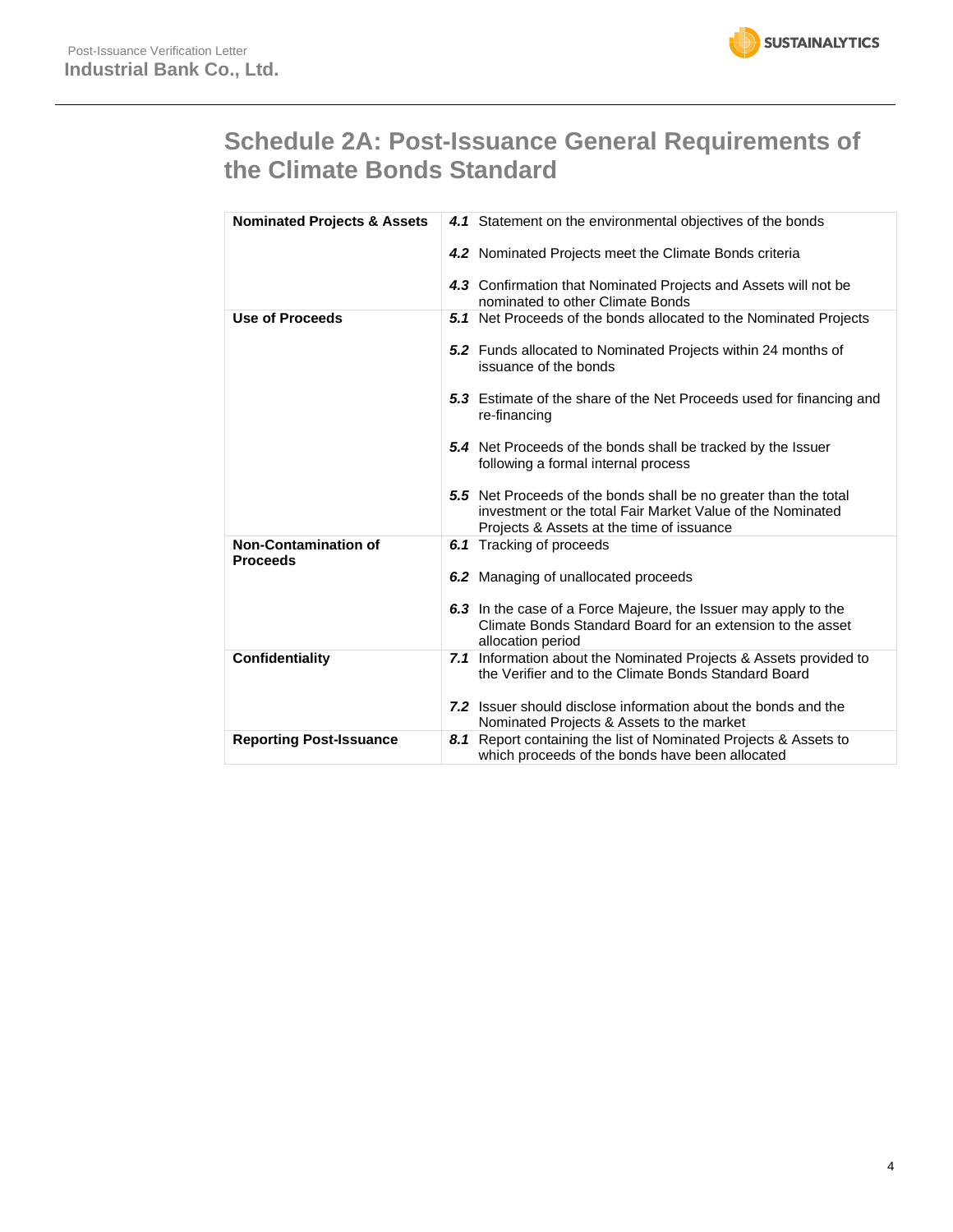## Schedule 2A: Post-Issuance General Requirements of the Climate Bonds Standard

| | |
|---|---|
| **Nominated Projects & Assets** | ***4.1*** Statement on the environmental objectives of the bonds<br><br>***4.2*** Nominated Projects meet the Climate Bonds criteria<br><br>***4.3*** Confirmation that Nominated Projects and Assets will not be nominated to other Climate Bonds |
| **Use of Proceeds** | ***5.1*** Net Proceeds of the bonds allocated to the Nominated Projects<br><br>***5.2*** Funds allocated to Nominated Projects within 24 months of issuance of the bonds<br><br>***5.3*** Estimate of the share of the Net Proceeds used for financing and re-financing<br><br>***5.4*** Net Proceeds of the bonds shall be tracked by the Issuer following a formal internal process<br><br>***5.5*** Net Proceeds of the bonds shall be no greater than the total investment or the total Fair Market Value of the Nominated Projects & Assets at the time of issuance |
| **Non-Contamination of Proceeds** | ***6.1*** Tracking of proceeds<br><br>***6.2*** Managing of unallocated proceeds<br><br>***6.3*** In the case of a Force Majeure, the Issuer may apply to the Climate Bonds Standard Board for an extension to the asset allocation period |
| **Confidentiality** | ***7.1*** Information about the Nominated Projects & Assets provided to the Verifier and to the Climate Bonds Standard Board<br><br>***7.2*** Issuer should disclose information about the bonds and the Nominated Projects & Assets to the market |
| **Reporting Post-Issuance** | ***8.1*** Report containing the list of Nominated Projects & Assets to which proceeds of the bonds have been allocated |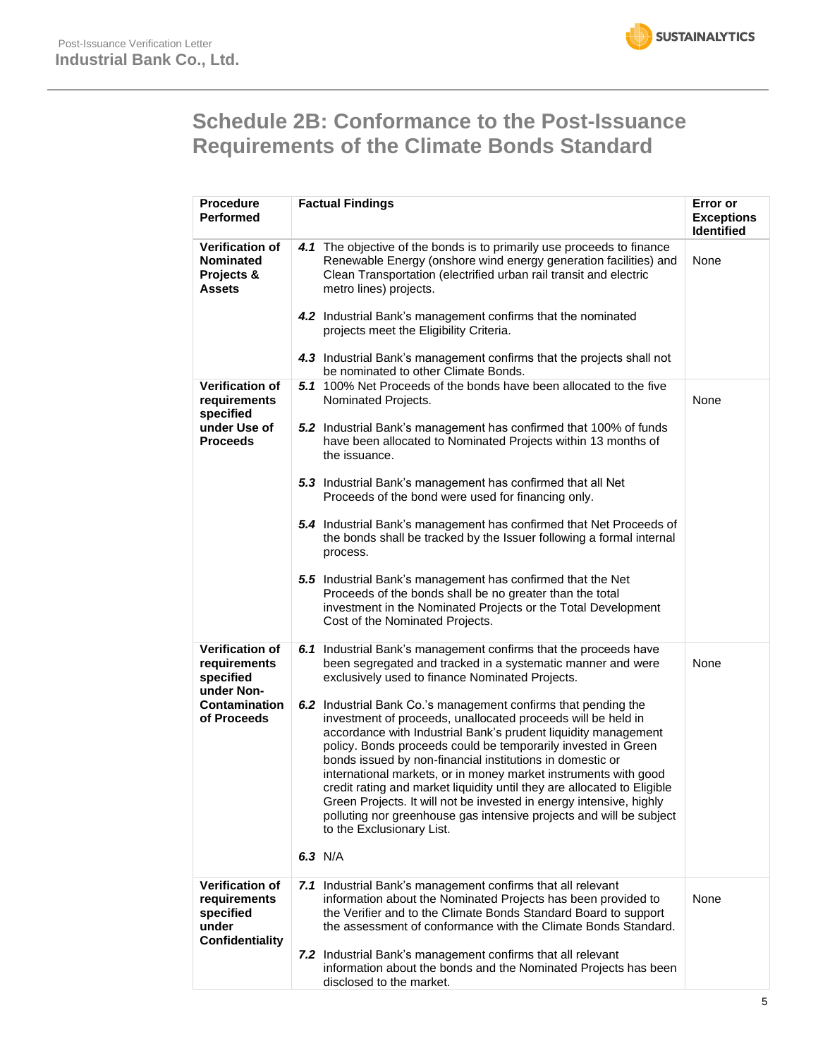## Schedule 2B: Conformance to the Post-Issuance Requirements of the Climate Bonds Standard

| Procedure Performed | Factual Findings | Error or Exceptions Identified |
|---|---|---|
| **Verification of Nominated Projects & Assets** | ***4.1*** The objective of the bonds is to primarily use proceeds to finance Renewable Energy (onshore wind energy generation facilities) and Clean Transportation (electrified urban rail transit and electric metro lines) projects.<br><br>***4.2*** Industrial Bank's management confirms that the nominated projects meet the Eligibility Criteria.<br><br>***4.3*** Industrial Bank's management confirms that the projects shall not be nominated to other Climate Bonds. | None |
| **Verification of requirements specified under Use of Proceeds** | ***5.1*** 100% Net Proceeds of the bonds have been allocated to the five Nominated Projects.<br><br>***5.2*** Industrial Bank's management has confirmed that 100% of funds have been allocated to Nominated Projects within 13 months of the issuance.<br><br>***5.3*** Industrial Bank's management has confirmed that all Net Proceeds of the bond were used for financing only.<br><br>***5.4*** Industrial Bank's management has confirmed that Net Proceeds of the bonds shall be tracked by the Issuer following a formal internal process.<br><br>***5.5*** Industrial Bank's management has confirmed that the Net Proceeds of the bonds shall be no greater than the total investment in the Nominated Projects or the Total Development Cost of the Nominated Projects. | None |
| **Verification of requirements specified under Non-Contamination of Proceeds** | ***6.1*** Industrial Bank's management confirms that the proceeds have been segregated and tracked in a systematic manner and were exclusively used to finance Nominated Projects.<br><br>***6.2*** Industrial Bank Co.'s management confirms that pending the investment of proceeds, unallocated proceeds will be held in accordance with Industrial Bank's prudent liquidity management policy. Bonds proceeds could be temporarily invested in Green bonds issued by non-financial institutions in domestic or international markets, or in money market instruments with good credit rating and market liquidity until they are allocated to Eligible Green Projects. It will not be invested in energy intensive, highly polluting nor greenhouse gas intensive projects and will be subject to the Exclusionary List.<br><br>***6.3*** N/A | None |
| **Verification of requirements specified under Confidentiality** | ***7.1*** Industrial Bank's management confirms that all relevant information about the Nominated Projects has been provided to the Verifier and to the Climate Bonds Standard Board to support the assessment of conformance with the Climate Bonds Standard.<br><br>***7.2*** Industrial Bank's management confirms that all relevant information about the bonds and the Nominated Projects has been disclosed to the market. | None |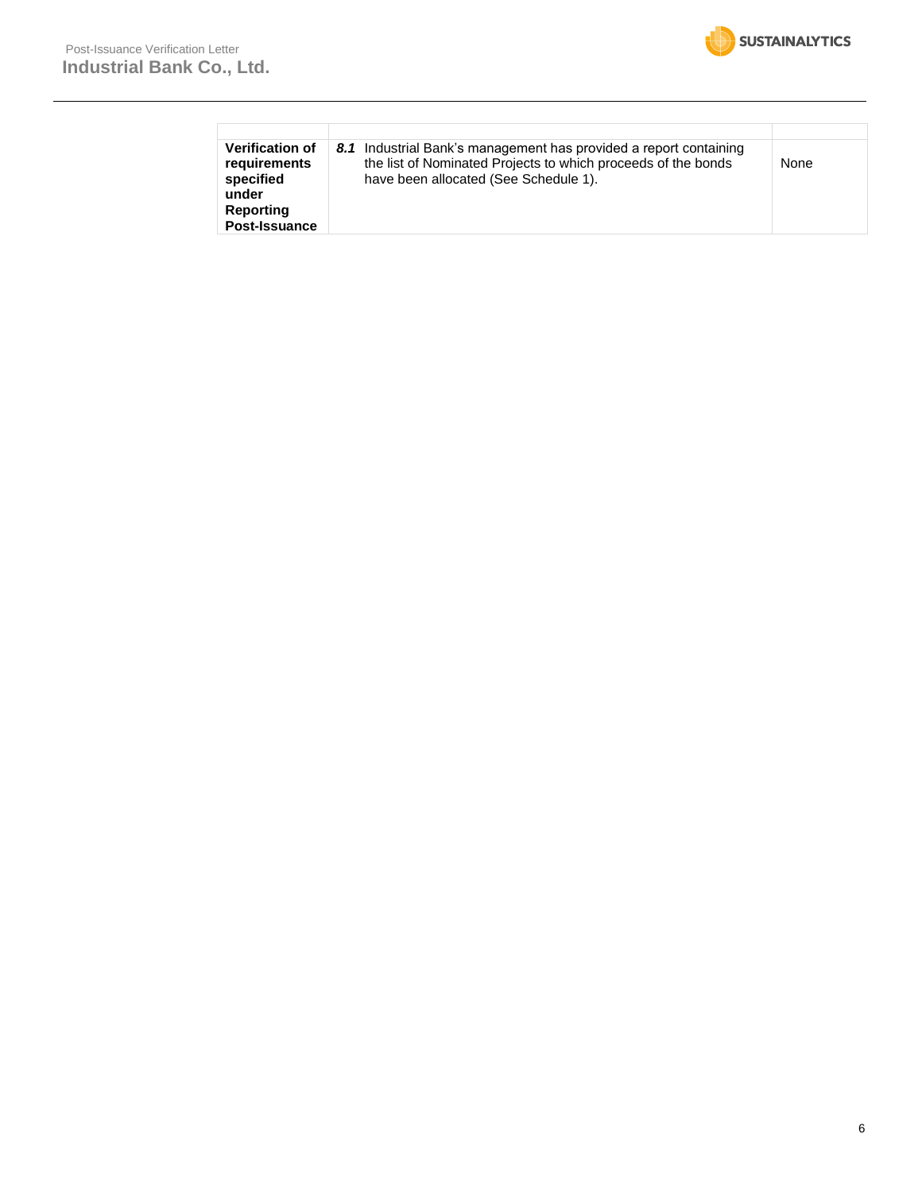| | | |
|---|---|---|
| **Verification of requirements specified under Reporting Post-Issuance** | ***8.1*** Industrial Bank's management has provided a report containing the list of Nominated Projects to which proceeds of the bonds have been allocated (See Schedule 1). | None |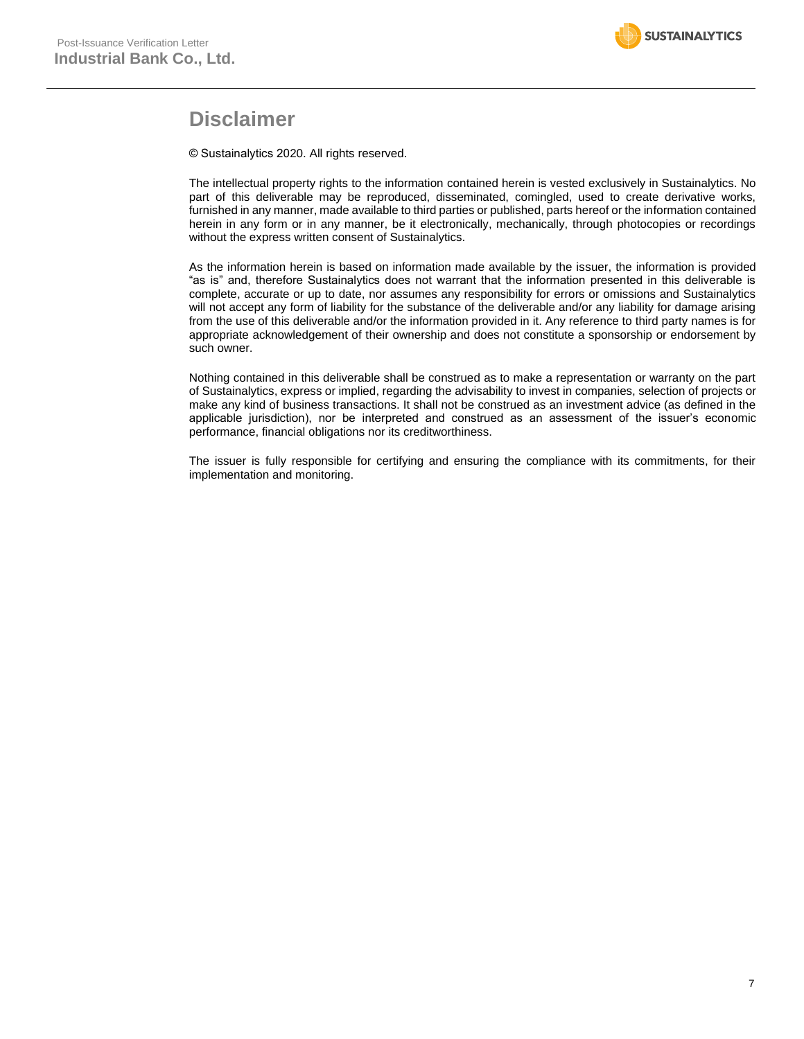# Disclaimer

© Sustainalytics 2020. All rights reserved.

The intellectual property rights to the information contained herein is vested exclusively in Sustainalytics. No part of this deliverable may be reproduced, disseminated, comingled, used to create derivative works, furnished in any manner, made available to third parties or published, parts hereof or the information contained herein in any form or in any manner, be it electronically, mechanically, through photocopies or recordings without the express written consent of Sustainalytics.

As the information herein is based on information made available by the issuer, the information is provided "as is" and, therefore Sustainalytics does not warrant that the information presented in this deliverable is complete, accurate or up to date, nor assumes any responsibility for errors or omissions and Sustainalytics will not accept any form of liability for the substance of the deliverable and/or any liability for damage arising from the use of this deliverable and/or the information provided in it. Any reference to third party names is for appropriate acknowledgement of their ownership and does not constitute a sponsorship or endorsement by such owner.

Nothing contained in this deliverable shall be construed as to make a representation or warranty on the part of Sustainalytics, express or implied, regarding the advisability to invest in companies, selection of projects or make any kind of business transactions. It shall not be construed as an investment advice (as defined in the applicable jurisdiction), nor be interpreted and construed as an assessment of the issuer's economic performance, financial obligations nor its creditworthiness.

The issuer is fully responsible for certifying and ensuring the compliance with its commitments, for their implementation and monitoring.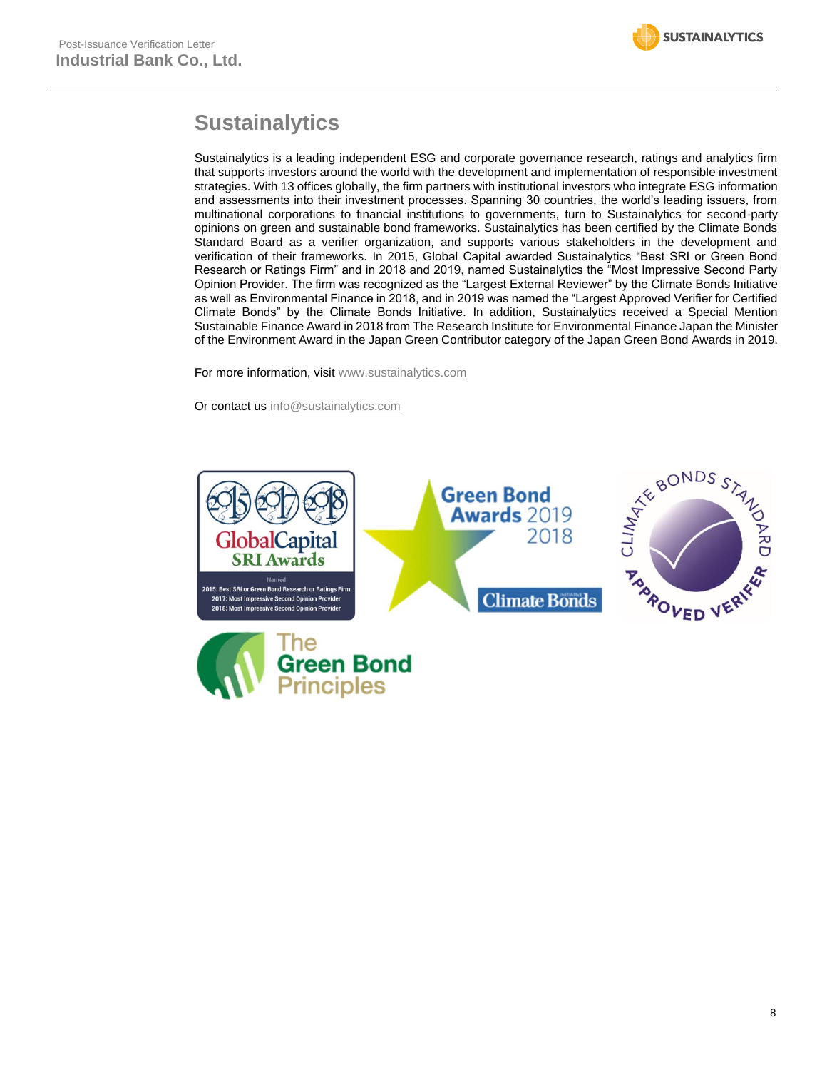# Sustainalytics

Sustainalytics is a leading independent ESG and corporate governance research, ratings and analytics firm that supports investors around the world with the development and implementation of responsible investment strategies. With 13 offices globally, the firm partners with institutional investors who integrate ESG information and assessments into their investment processes. Spanning 30 countries, the world's leading issuers, from multinational corporations to financial institutions to governments, turn to Sustainalytics for second-party opinions on green and sustainable bond frameworks. Sustainalytics has been certified by the Climate Bonds Standard Board as a verifier organization, and supports various stakeholders in the development and verification of their frameworks. In 2015, Global Capital awarded Sustainalytics "Best SRI or Green Bond Research or Ratings Firm" and in 2018 and 2019, named Sustainalytics the "Most Impressive Second Party Opinion Provider. The firm was recognized as the "Largest External Reviewer" by the Climate Bonds Initiative as well as Environmental Finance in 2018, and in 2019 was named the "Largest Approved Verifier for Certified Climate Bonds" by the Climate Bonds Initiative. In addition, Sustainalytics received a Special Mention Sustainable Finance Award in 2018 from The Research Institute for Environmental Finance Japan the Minister of the Environment Award in the Japan Green Contributor category of the Japan Green Bond Awards in 2019.

For more information, visit www.sustainalytics.com

Or contact us info@sustainalytics.com